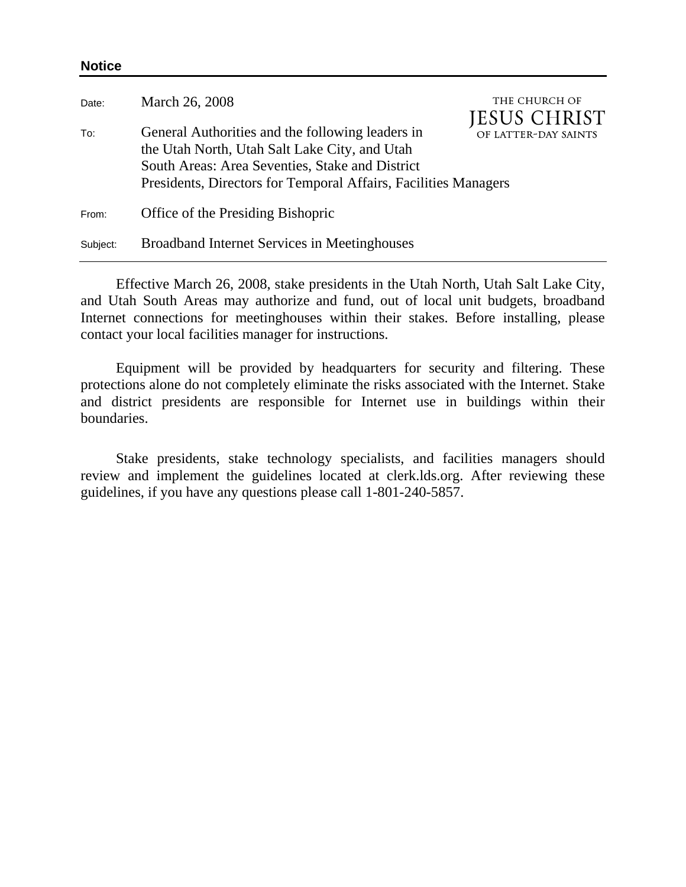**Notice**

THE CHURCH OF
JESUS CHRIST
OF LATTER-DAY SAINTS

Date: March 26, 2008

To: General Authorities and the following leaders in the Utah North, Utah Salt Lake City, and Utah South Areas: Area Seventies, Stake and District Presidents, Directors for Temporal Affairs, Facilities Managers

From: Office of the Presiding Bishopric

Subject: Broadband Internet Services in Meetinghouses

---

Effective March 26, 2008, stake presidents in the Utah North, Utah Salt Lake City, and Utah South Areas may authorize and fund, out of local unit budgets, broadband Internet connections for meetinghouses within their stakes. Before installing, please contact your local facilities manager for instructions.

Equipment will be provided by headquarters for security and filtering. These protections alone do not completely eliminate the risks associated with the Internet. Stake and district presidents are responsible for Internet use in buildings within their boundaries.

Stake presidents, stake technology specialists, and facilities managers should review and implement the guidelines located at clerk.lds.org. After reviewing these guidelines, if you have any questions please call 1-801-240-5857.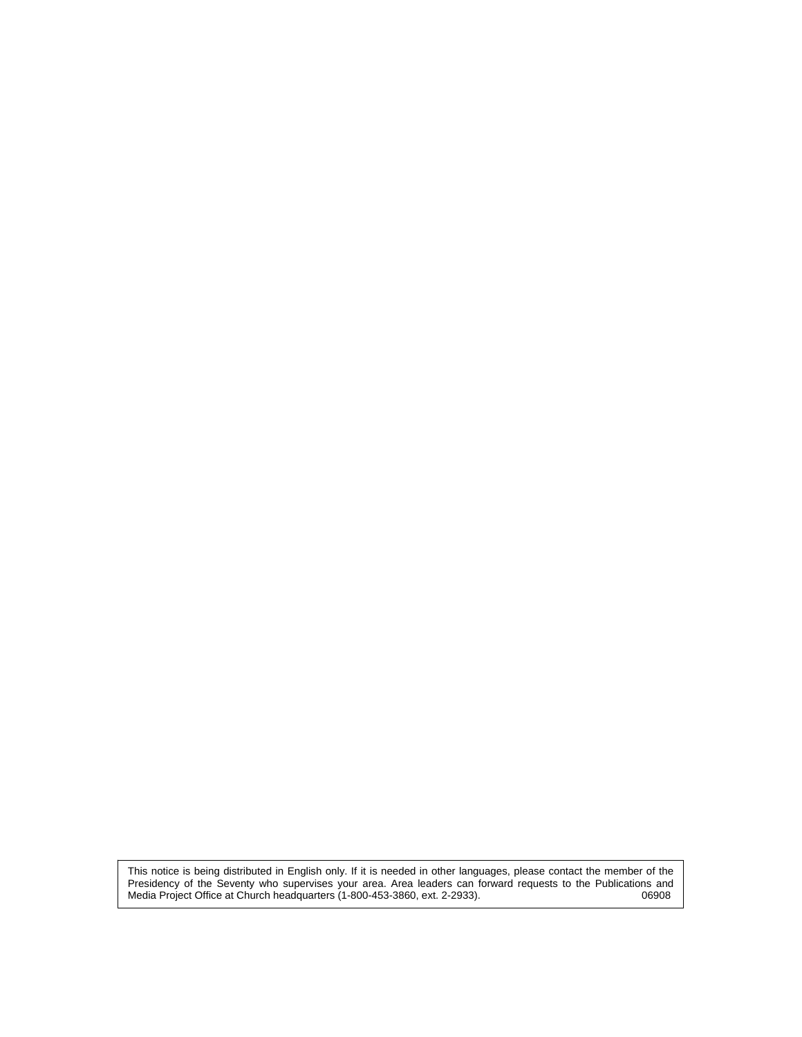This notice is being distributed in English only. If it is needed in other languages, please contact the member of the Presidency of the Seventy who supervises your area. Area leaders can forward requests to the Publications and Media Project Office at Church headquarters (1-800-453-3860, ext. 2-2933). 06908